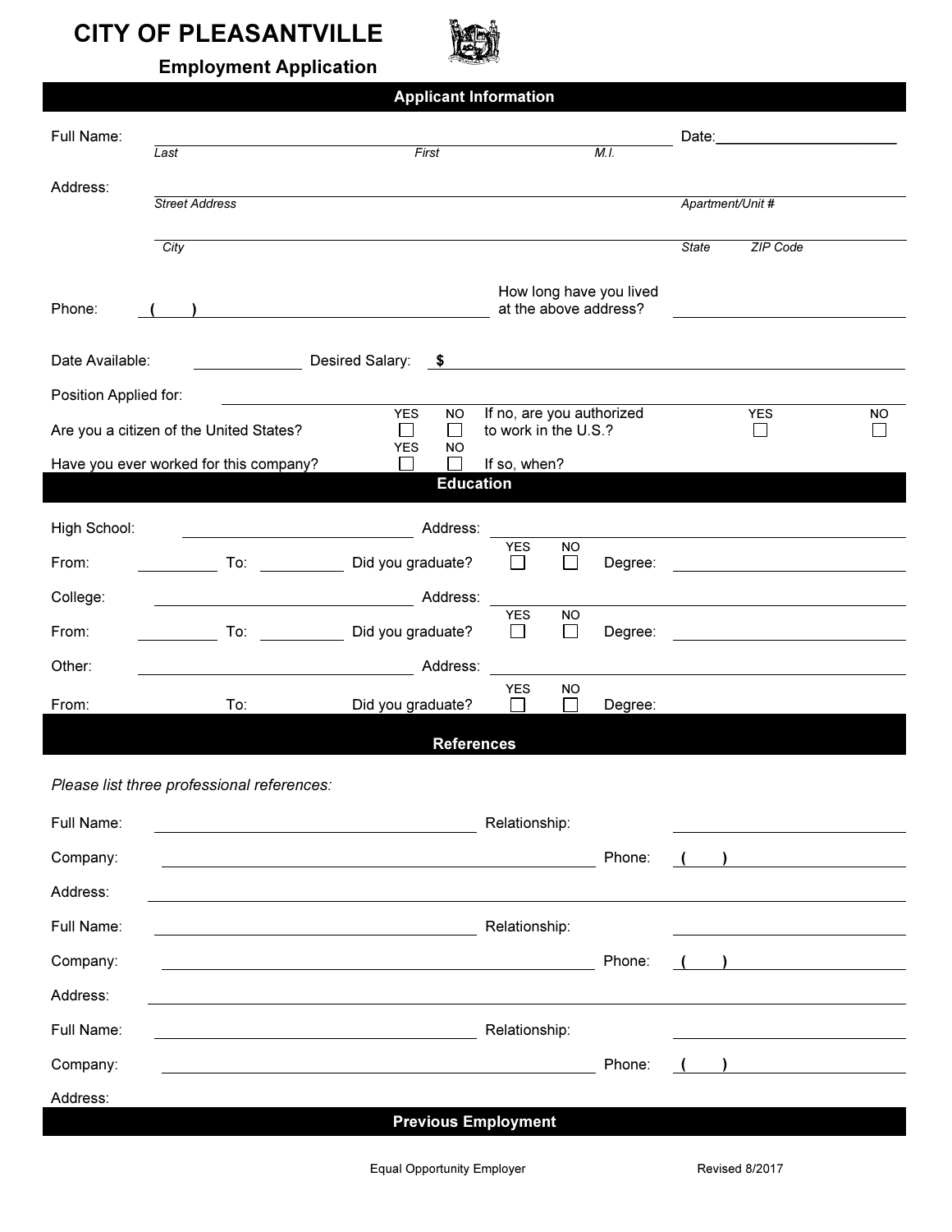# CITY OF PLEASANTVILLE

## Employment Application

## Applicant Information

Full Name: ______________________________ Date: ____________________

*Last* *First* *M.I.*

Address: ______________________________

*Street Address* *Apartment/Unit #*

______________________________

*City* *State* *ZIP Code*

Phone: ( ) ____________________ How long have you lived at the above address? ____________________

Date Available: __________ Desired Salary: $ ____________________

Position Applied for: ____________________

Are you a citizen of the United States? YES ☐ NO ☐ If no, are you authorized to work in the U.S.? YES ☐ NO ☐

Have you ever worked for this company? YES ☐ NO ☐ If so, when?

## Education

High School: ____________________ Address: ____________________

From: __________ To: __________ Did you graduate? YES ☐ NO ☐ Degree: ____________________

College: ____________________ Address: ____________________

From: __________ To: __________ Did you graduate? YES ☐ NO ☐ Degree: ____________________

Other: ____________________ Address: ____________________

From: To: Did you graduate? YES ☐ NO ☐ Degree:

## References

*Please list three professional references:*

Full Name: ____________________ Relationship: ____________________

Company: ____________________ Phone: ( ) ____________________

Address: ____________________

Full Name: ____________________ Relationship: ____________________

Company: ____________________ Phone: ( ) ____________________

Address: ____________________

Full Name: ____________________ Relationship: ____________________

Company: ____________________ Phone: ( ) ____________________

Address:

## Previous Employment

Equal Opportunity Employer Revised 8/2017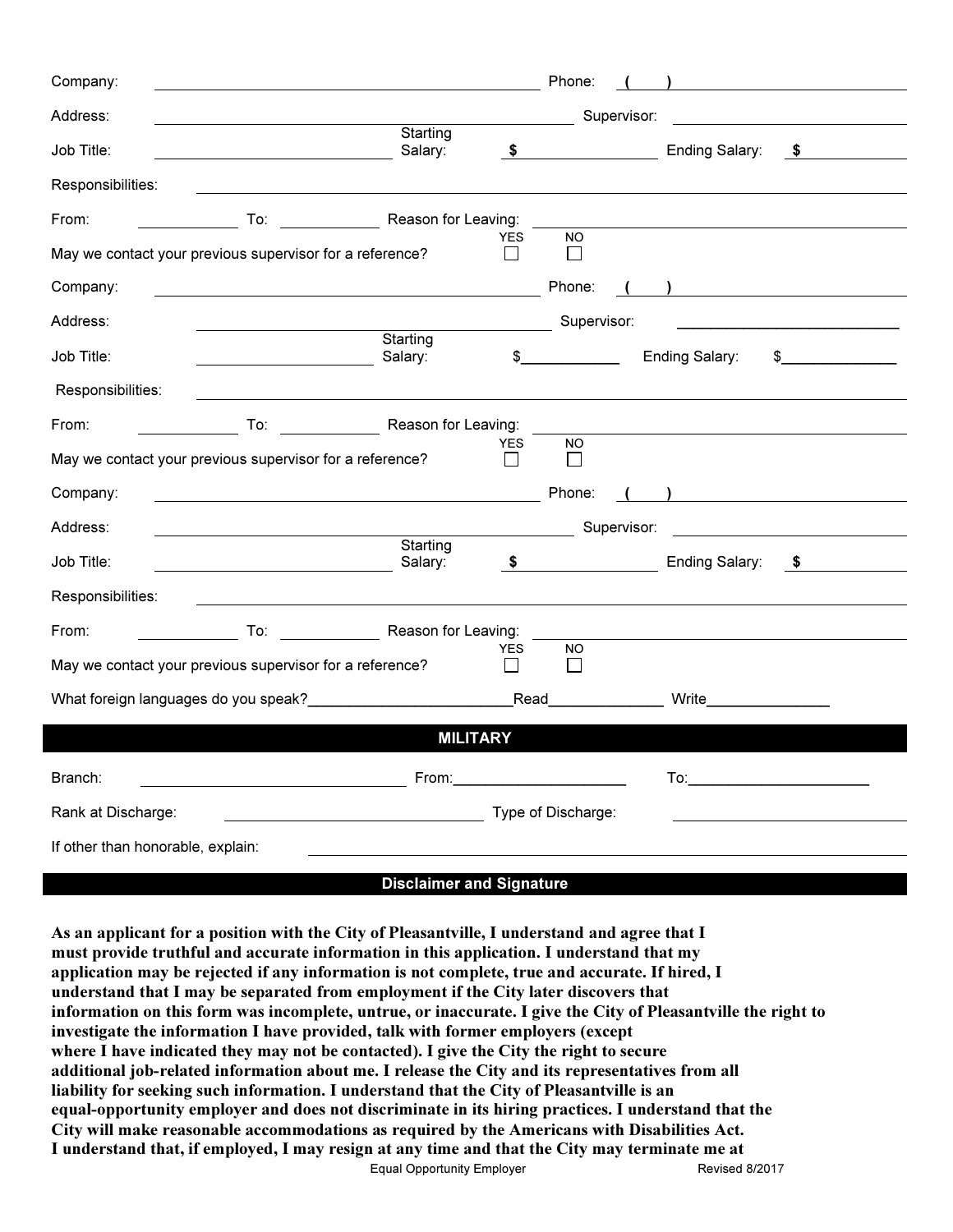Company: ______________________________ Phone: ( ) ____________________

Address: ______________________________ Supervisor: ____________________

Job Title: ____________________ Starting Salary: $ ____________ Ending Salary: $ ____________

Responsibilities: ______________________________________________________________

From: __________ To: __________ Reason for Leaving: ______________________________

May we contact your previous supervisor for a reference? YES ☐ NO ☐

Company: ______________________________ Phone: ( ) ____________________

Address: ______________________________ Supervisor: ____________________

Job Title: ____________________ Starting Salary: $ ____________ Ending Salary: $ ____________

Responsibilities: ______________________________________________________________

From: __________ To: __________ Reason for Leaving: ______________________________

May we contact your previous supervisor for a reference? YES ☐ NO ☐

Company: ______________________________ Phone: ( ) ____________________

Address: ______________________________ Supervisor: ____________________

Job Title: ____________________ Starting Salary: $ ____________ Ending Salary: $ ____________

Responsibilities: ______________________________________________________________

From: __________ To: __________ Reason for Leaving: ______________________________

May we contact your previous supervisor for a reference? YES ☐ NO ☐

What foreign languages do you speak? ____________________ Read ____________ Write ____________

## MILITARY

Branch: ____________________ From: ____________________ To: ____________________

Rank at Discharge: ____________________ Type of Discharge: ____________________

If other than honorable, explain: ______________________________________________

## Disclaimer and Signature

**As an applicant for a position with the City of Pleasantville, I understand and agree that I must provide truthful and accurate information in this application. I understand that my application may be rejected if any information is not complete, true and accurate. If hired, I understand that I may be separated from employment if the City later discovers that information on this form was incomplete, untrue, or inaccurate. I give the City of Pleasantville the right to investigate the information I have provided, talk with former employers (except where I have indicated they may not be contacted). I give the City the right to secure additional job-related information about me. I release the City and its representatives from all liability for seeking such information. I understand that the City of Pleasantville is an equal-opportunity employer and does not discriminate in its hiring practices. I understand that the City will make reasonable accommodations as required by the Americans with Disabilities Act. I understand that, if employed, I may resign at any time and that the City may terminate me at**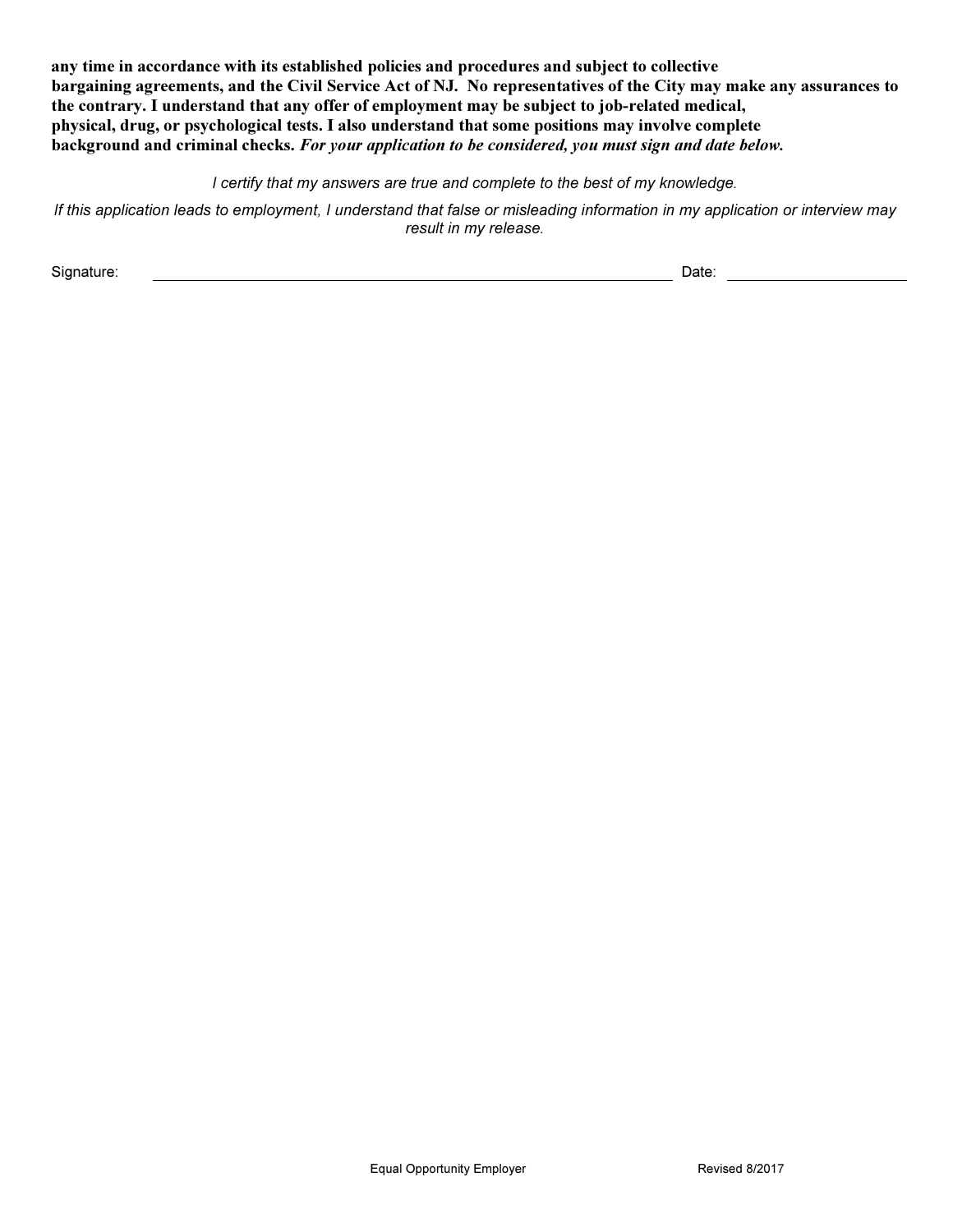**any time in accordance with its established policies and procedures and subject to collective bargaining agreements, and the Civil Service Act of NJ. No representatives of the City may make any assurances to the contrary. I understand that any offer of employment may be subject to job-related medical, physical, drug, or psychological tests. I also understand that some positions may involve complete background and criminal checks.** ***For your application to be considered, you must sign and date below.***

*I certify that my answers are true and complete to the best of my knowledge.*

*If this application leads to employment, I understand that false or misleading information in my application or interview may result in my release.*

Signature: ______________________________________________ Date: ____________________

Equal Opportunity Employer

Revised 8/2017